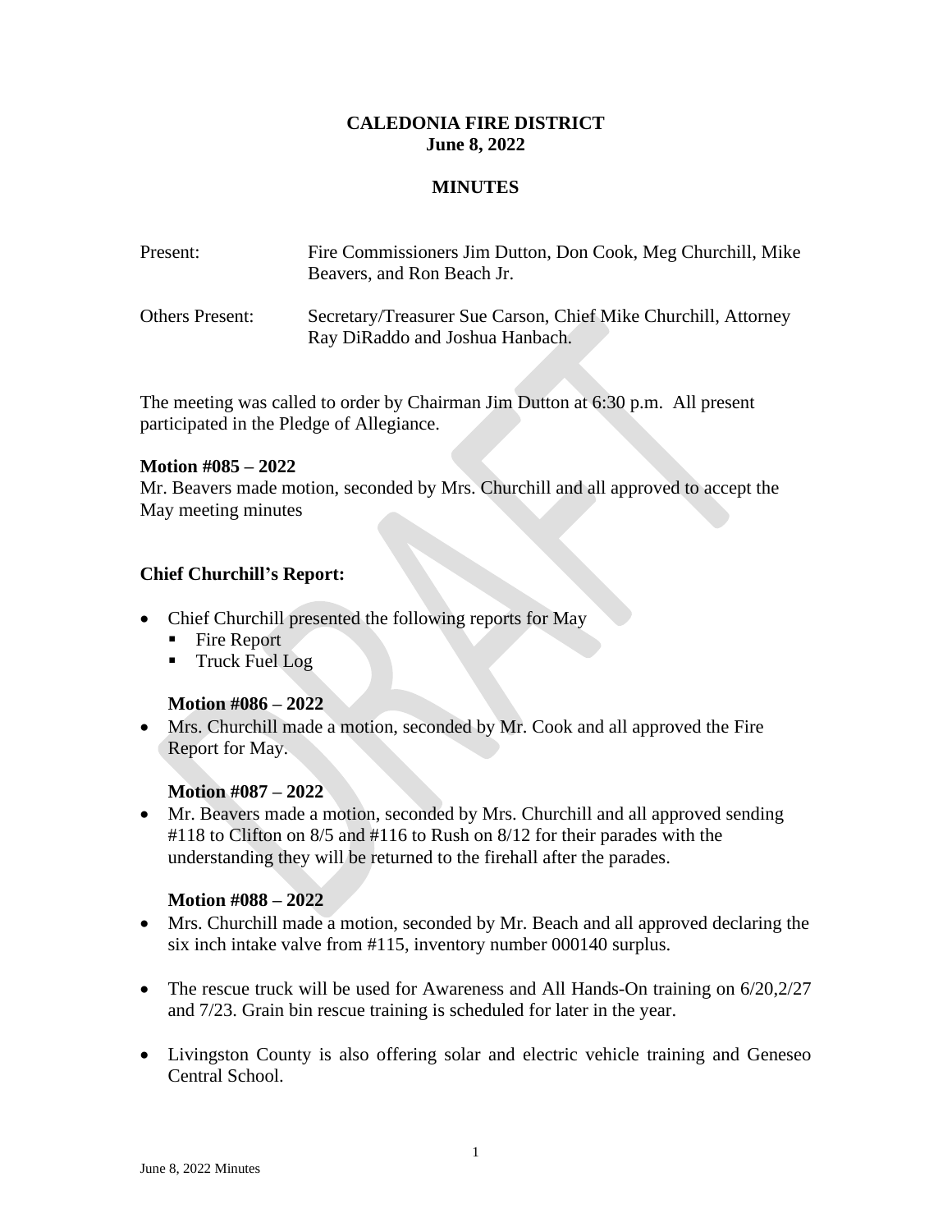**CALEDONIA FIRE DISTRICT**
**June 8, 2022**

**MINUTES**

| | |
|---|---|
| Present: | Fire Commissioners Jim Dutton, Don Cook, Meg Churchill, Mike Beavers, and Ron Beach Jr. |
| Others Present: | Secretary/Treasurer Sue Carson, Chief Mike Churchill, Attorney Ray DiRaddo and Joshua Hanbach. |

The meeting was called to order by Chairman Jim Dutton at 6:30 p.m. All present participated in the Pledge of Allegiance.

**Motion #085 – 2022**
Mr. Beavers made motion, seconded by Mrs. Churchill and all approved to accept the May meeting minutes

**Chief Churchill's Report:**

- Chief Churchill presented the following reports for May
  - Fire Report
  - Truck Fuel Log

  **Motion #086 – 2022**
- Mrs. Churchill made a motion, seconded by Mr. Cook and all approved the Fire Report for May.

  **Motion #087 – 2022**
- Mr. Beavers made a motion, seconded by Mrs. Churchill and all approved sending #118 to Clifton on 8/5 and #116 to Rush on 8/12 for their parades with the understanding they will be returned to the firehall after the parades.

  **Motion #088 – 2022**
- Mrs. Churchill made a motion, seconded by Mr. Beach and all approved declaring the six inch intake valve from #115, inventory number 000140 surplus.

- The rescue truck will be used for Awareness and All Hands-On training on 6/20,2/27 and 7/23. Grain bin rescue training is scheduled for later in the year.

- Livingston County is also offering solar and electric vehicle training and Geneseo Central School.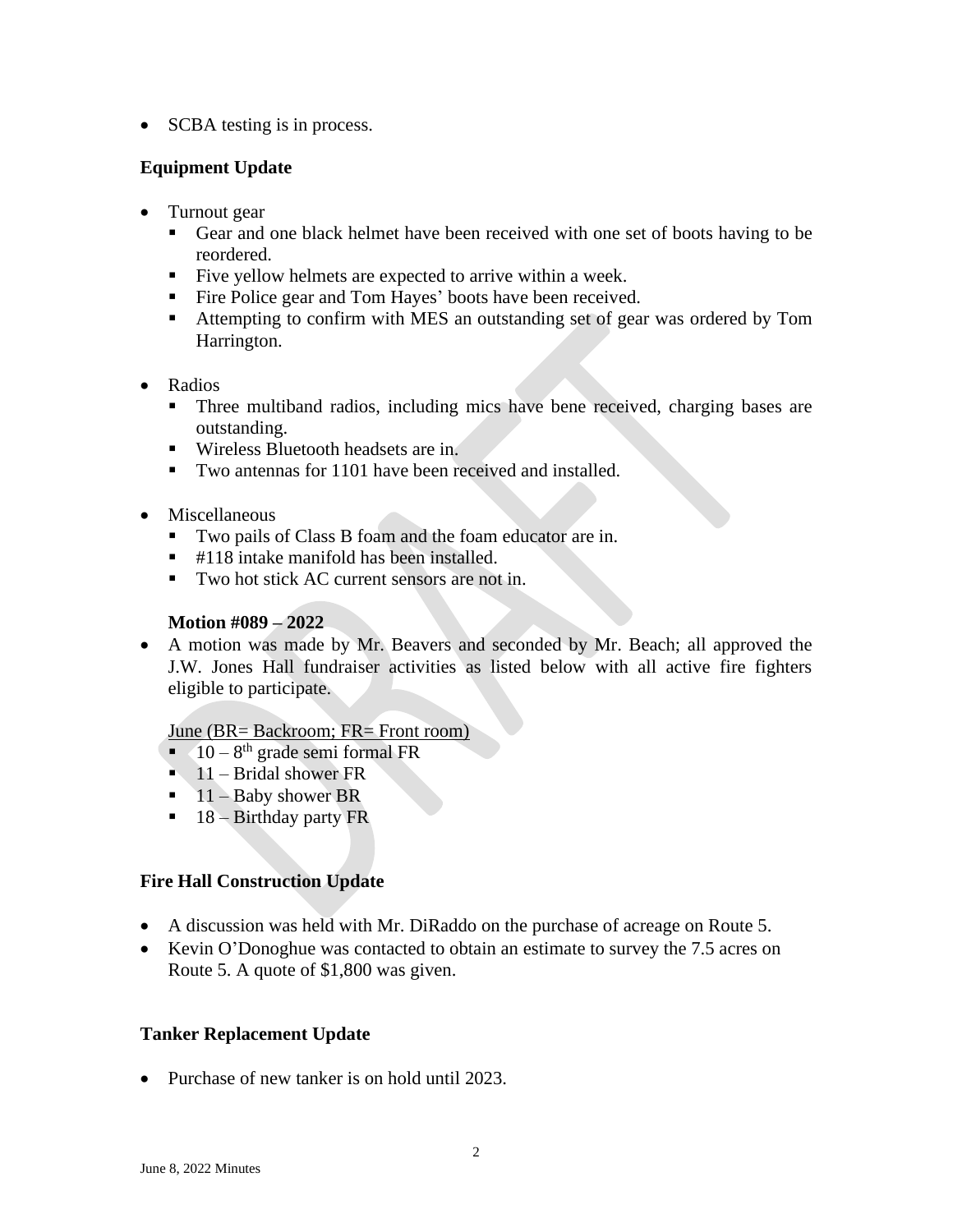- SCBA testing is in process.

**Equipment Update**

- Turnout gear
  - Gear and one black helmet have been received with one set of boots having to be reordered.
  - Five yellow helmets are expected to arrive within a week.
  - Fire Police gear and Tom Hayes' boots have been received.
  - Attempting to confirm with MES an outstanding set of gear was ordered by Tom Harrington.

- Radios
  - Three multiband radios, including mics have bene received, charging bases are outstanding.
  - Wireless Bluetooth headsets are in.
  - Two antennas for 1101 have been received and installed.

- Miscellaneous
  - Two pails of Class B foam and the foam educator are in.
  - #118 intake manifold has been installed.
  - Two hot stick AC current sensors are not in.

**Motion #089 – 2022**

- A motion was made by Mr. Beavers and seconded by Mr. Beach; all approved the J.W. Jones Hall fundraiser activities as listed below with all active fire fighters eligible to participate.

  June (BR= Backroom; FR= Front room)
  - 10 – 8th grade semi formal FR
  - 11 – Bridal shower FR
  - 11 – Baby shower BR
  - 18 – Birthday party FR

**Fire Hall Construction Update**

- A discussion was held with Mr. DiRaddo on the purchase of acreage on Route 5.
- Kevin O'Donoghue was contacted to obtain an estimate to survey the 7.5 acres on Route 5. A quote of $1,800 was given.

**Tanker Replacement Update**

- Purchase of new tanker is on hold until 2023.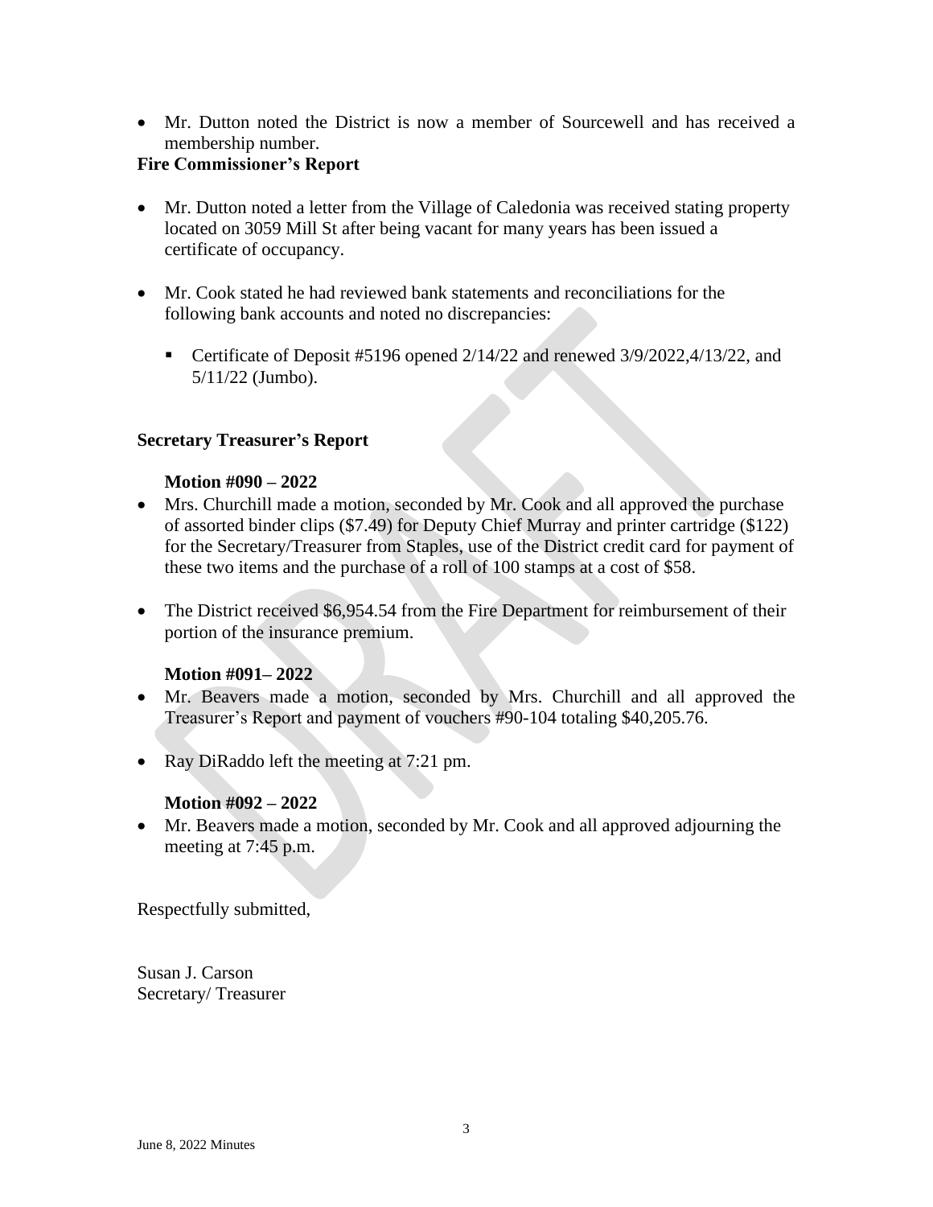- Mr. Dutton noted the District is now a member of Sourcewell and has received a membership number.

**Fire Commissioner's Report**

- Mr. Dutton noted a letter from the Village of Caledonia was received stating property located on 3059 Mill St after being vacant for many years has been issued a certificate of occupancy.

- Mr. Cook stated he had reviewed bank statements and reconciliations for the following bank accounts and noted no discrepancies:

  - Certificate of Deposit #5196 opened 2/14/22 and renewed 3/9/2022,4/13/22, and 5/11/22 (Jumbo).

**Secretary Treasurer's Report**

**Motion #090 – 2022**

- Mrs. Churchill made a motion, seconded by Mr. Cook and all approved the purchase of assorted binder clips ($7.49) for Deputy Chief Murray and printer cartridge ($122) for the Secretary/Treasurer from Staples, use of the District credit card for payment of these two items and the purchase of a roll of 100 stamps at a cost of $58.

- The District received $6,954.54 from the Fire Department for reimbursement of their portion of the insurance premium.

**Motion #091– 2022**

- Mr. Beavers made a motion, seconded by Mrs. Churchill and all approved the Treasurer's Report and payment of vouchers #90-104 totaling $40,205.76.

- Ray DiRaddo left the meeting at 7:21 pm.

**Motion #092 – 2022**

- Mr. Beavers made a motion, seconded by Mr. Cook and all approved adjourning the meeting at 7:45 p.m.

Respectfully submitted,

Susan J. Carson
Secretary/ Treasurer